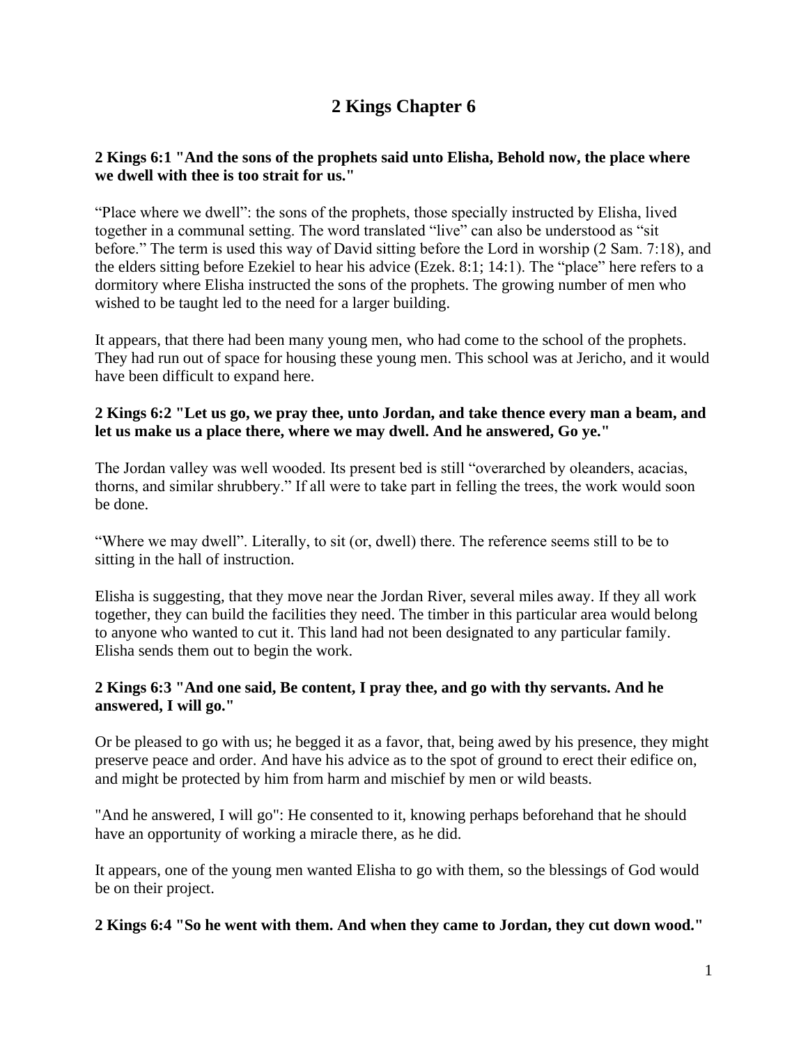# 2 Kings Chapter 6

**2 Kings 6:1 "And the sons of the prophets said unto Elisha, Behold now, the place where we dwell with thee is too strait for us."**

"Place where we dwell": the sons of the prophets, those specially instructed by Elisha, lived together in a communal setting. The word translated "live" can also be understood as "sit before." The term is used this way of David sitting before the Lord in worship (2 Sam. 7:18), and the elders sitting before Ezekiel to hear his advice (Ezek. 8:1; 14:1). The "place" here refers to a dormitory where Elisha instructed the sons of the prophets. The growing number of men who wished to be taught led to the need for a larger building.

It appears, that there had been many young men, who had come to the school of the prophets. They had run out of space for housing these young men. This school was at Jericho, and it would have been difficult to expand here.

**2 Kings 6:2 "Let us go, we pray thee, unto Jordan, and take thence every man a beam, and let us make us a place there, where we may dwell. And he answered, Go ye."**

The Jordan valley was well wooded. Its present bed is still "overarched by oleanders, acacias, thorns, and similar shrubbery." If all were to take part in felling the trees, the work would soon be done.

"Where we may dwell". Literally, to sit (or, dwell) there. The reference seems still to be to sitting in the hall of instruction.

Elisha is suggesting, that they move near the Jordan River, several miles away. If they all work together, they can build the facilities they need. The timber in this particular area would belong to anyone who wanted to cut it. This land had not been designated to any particular family. Elisha sends them out to begin the work.

**2 Kings 6:3 "And one said, Be content, I pray thee, and go with thy servants. And he answered, I will go."**

Or be pleased to go with us; he begged it as a favor, that, being awed by his presence, they might preserve peace and order. And have his advice as to the spot of ground to erect their edifice on, and might be protected by him from harm and mischief by men or wild beasts.

"And he answered, I will go": He consented to it, knowing perhaps beforehand that he should have an opportunity of working a miracle there, as he did.

It appears, one of the young men wanted Elisha to go with them, so the blessings of God would be on their project.

**2 Kings 6:4 "So he went with them. And when they came to Jordan, they cut down wood."**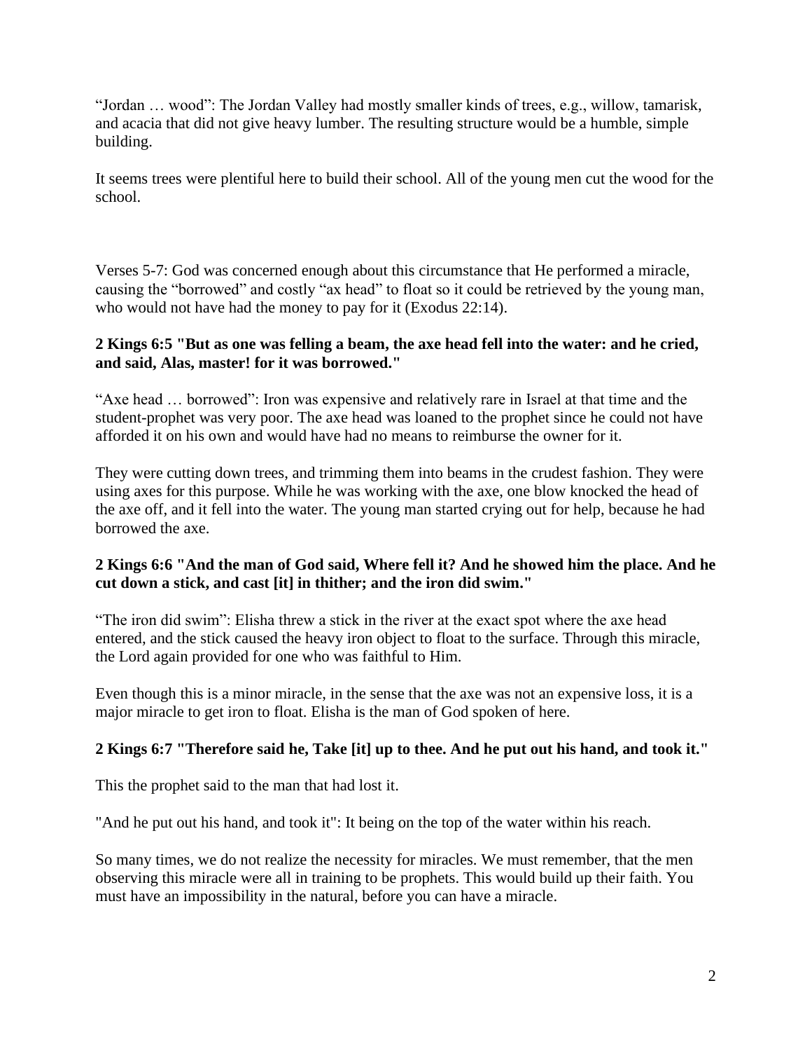"Jordan … wood": The Jordan Valley had mostly smaller kinds of trees, e.g., willow, tamarisk, and acacia that did not give heavy lumber. The resulting structure would be a humble, simple building.

It seems trees were plentiful here to build their school. All of the young men cut the wood for the school.

Verses 5-7: God was concerned enough about this circumstance that He performed a miracle, causing the "borrowed" and costly "ax head" to float so it could be retrieved by the young man, who would not have had the money to pay for it (Exodus 22:14).

**2 Kings 6:5 "But as one was felling a beam, the axe head fell into the water: and he cried, and said, Alas, master! for it was borrowed."**

"Axe head … borrowed": Iron was expensive and relatively rare in Israel at that time and the student-prophet was very poor. The axe head was loaned to the prophet since he could not have afforded it on his own and would have had no means to reimburse the owner for it.

They were cutting down trees, and trimming them into beams in the crudest fashion. They were using axes for this purpose. While he was working with the axe, one blow knocked the head of the axe off, and it fell into the water. The young man started crying out for help, because he had borrowed the axe.

**2 Kings 6:6 "And the man of God said, Where fell it? And he showed him the place. And he cut down a stick, and cast [it] in thither; and the iron did swim."**

"The iron did swim": Elisha threw a stick in the river at the exact spot where the axe head entered, and the stick caused the heavy iron object to float to the surface. Through this miracle, the Lord again provided for one who was faithful to Him.

Even though this is a minor miracle, in the sense that the axe was not an expensive loss, it is a major miracle to get iron to float. Elisha is the man of God spoken of here.

**2 Kings 6:7 "Therefore said he, Take [it] up to thee. And he put out his hand, and took it."**

This the prophet said to the man that had lost it.

"And he put out his hand, and took it": It being on the top of the water within his reach.

So many times, we do not realize the necessity for miracles. We must remember, that the men observing this miracle were all in training to be prophets. This would build up their faith. You must have an impossibility in the natural, before you can have a miracle.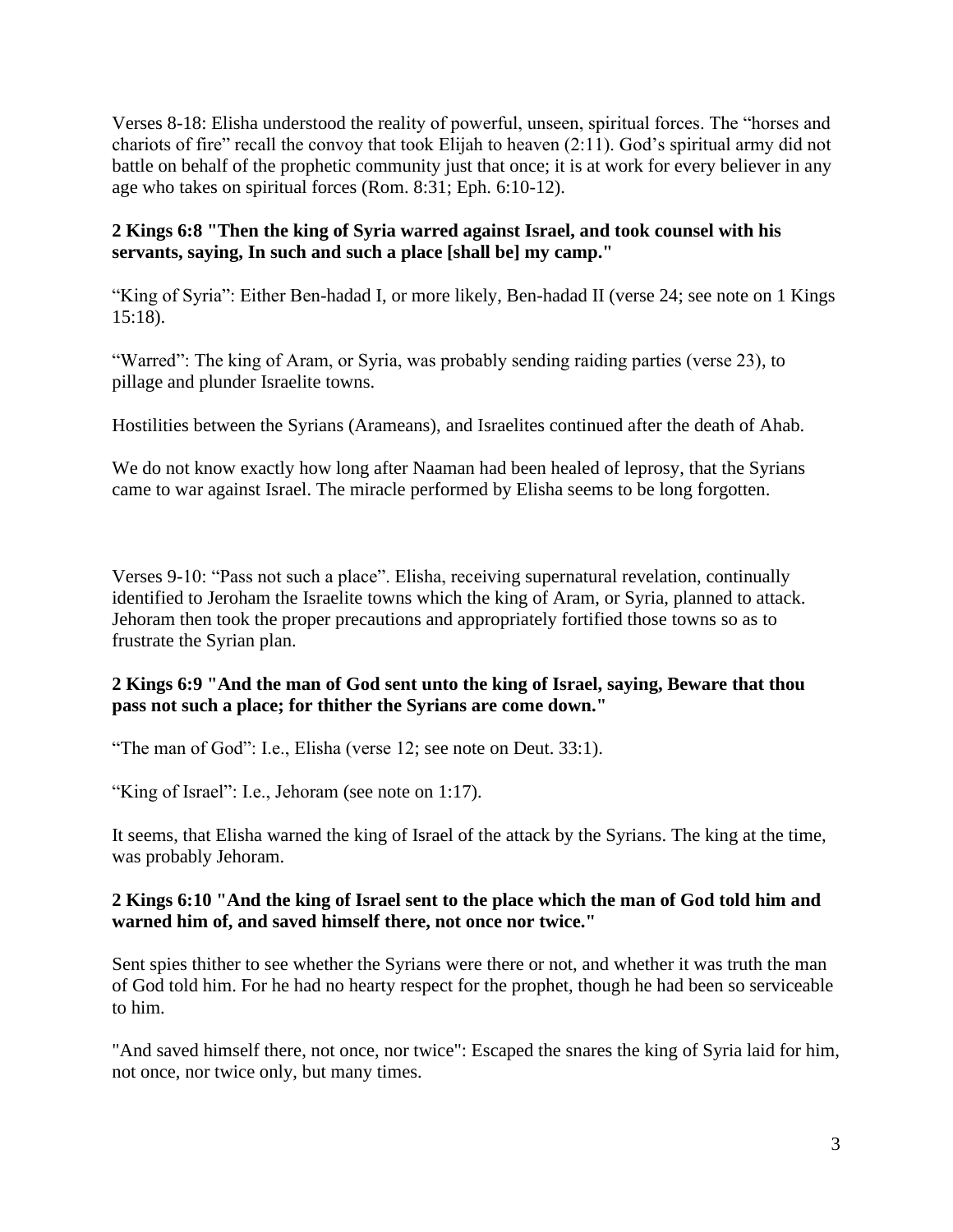Verses 8-18: Elisha understood the reality of powerful, unseen, spiritual forces. The “horses and chariots of fire” recall the convoy that took Elijah to heaven (2:11). God’s spiritual army did not battle on behalf of the prophetic community just that once; it is at work for every believer in any age who takes on spiritual forces (Rom. 8:31; Eph. 6:10-12).

**2 Kings 6:8 "Then the king of Syria warred against Israel, and took counsel with his servants, saying, In such and such a place [shall be] my camp."**

“King of Syria”: Either Ben-hadad I, or more likely, Ben-hadad II (verse 24; see note on 1 Kings 15:18).

“Warred”: The king of Aram, or Syria, was probably sending raiding parties (verse 23), to pillage and plunder Israelite towns.

Hostilities between the Syrians (Arameans), and Israelites continued after the death of Ahab.

We do not know exactly how long after Naaman had been healed of leprosy, that the Syrians came to war against Israel. The miracle performed by Elisha seems to be long forgotten.

Verses 9-10: “Pass not such a place”. Elisha, receiving supernatural revelation, continually identified to Jeroham the Israelite towns which the king of Aram, or Syria, planned to attack. Jehoram then took the proper precautions and appropriately fortified those towns so as to frustrate the Syrian plan.

**2 Kings 6:9 "And the man of God sent unto the king of Israel, saying, Beware that thou pass not such a place; for thither the Syrians are come down."**

“The man of God”: I.e., Elisha (verse 12; see note on Deut. 33:1).

“King of Israel”: I.e., Jehoram (see note on 1:17).

It seems, that Elisha warned the king of Israel of the attack by the Syrians. The king at the time, was probably Jehoram.

**2 Kings 6:10 "And the king of Israel sent to the place which the man of God told him and warned him of, and saved himself there, not once nor twice."**

Sent spies thither to see whether the Syrians were there or not, and whether it was truth the man of God told him. For he had no hearty respect for the prophet, though he had been so serviceable to him.

"And saved himself there, not once, nor twice": Escaped the snares the king of Syria laid for him, not once, nor twice only, but many times.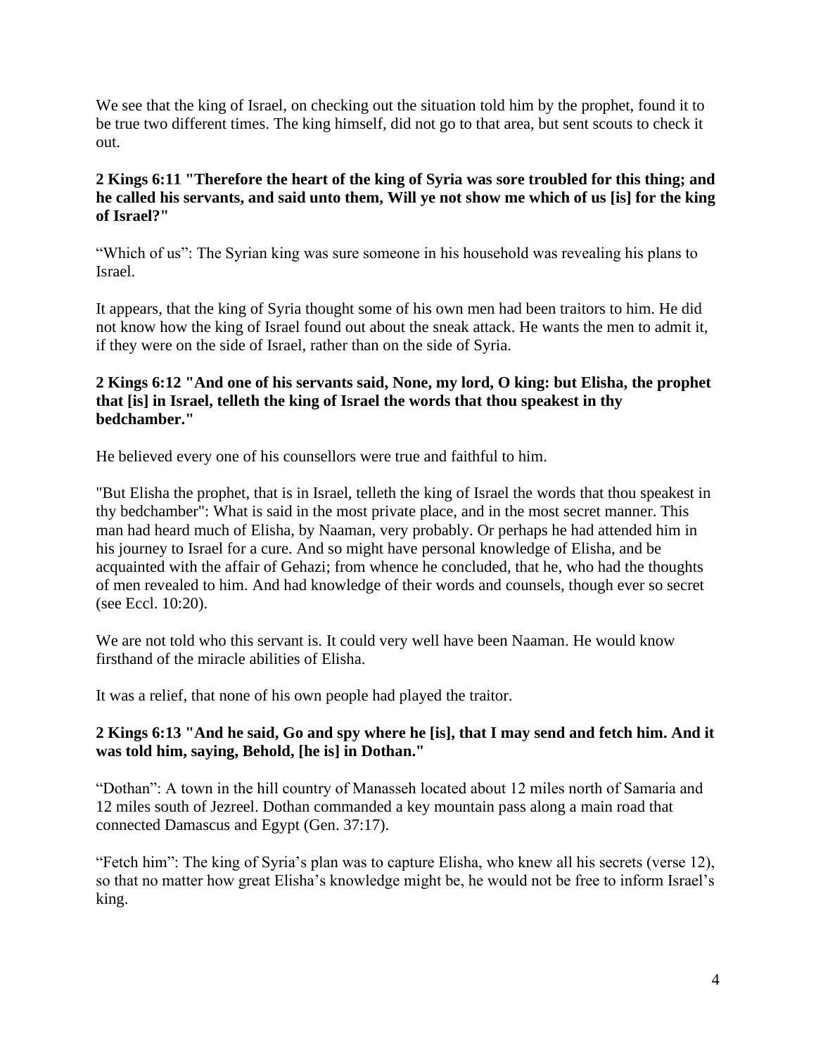We see that the king of Israel, on checking out the situation told him by the prophet, found it to be true two different times. The king himself, did not go to that area, but sent scouts to check it out.

**2 Kings 6:11 "Therefore the heart of the king of Syria was sore troubled for this thing; and he called his servants, and said unto them, Will ye not show me which of us [is] for the king of Israel?"**

"Which of us": The Syrian king was sure someone in his household was revealing his plans to Israel.

It appears, that the king of Syria thought some of his own men had been traitors to him. He did not know how the king of Israel found out about the sneak attack. He wants the men to admit it, if they were on the side of Israel, rather than on the side of Syria.

**2 Kings 6:12 "And one of his servants said, None, my lord, O king: but Elisha, the prophet that [is] in Israel, telleth the king of Israel the words that thou speakest in thy bedchamber."**

He believed every one of his counsellors were true and faithful to him.

"But Elisha the prophet, that is in Israel, telleth the king of Israel the words that thou speakest in thy bedchamber": What is said in the most private place, and in the most secret manner. This man had heard much of Elisha, by Naaman, very probably. Or perhaps he had attended him in his journey to Israel for a cure. And so might have personal knowledge of Elisha, and be acquainted with the affair of Gehazi; from whence he concluded, that he, who had the thoughts of men revealed to him. And had knowledge of their words and counsels, though ever so secret (see Eccl. 10:20).

We are not told who this servant is. It could very well have been Naaman. He would know firsthand of the miracle abilities of Elisha.

It was a relief, that none of his own people had played the traitor.

**2 Kings 6:13 "And he said, Go and spy where he [is], that I may send and fetch him. And it was told him, saying, Behold, [he is] in Dothan."**

"Dothan": A town in the hill country of Manasseh located about 12 miles north of Samaria and 12 miles south of Jezreel. Dothan commanded a key mountain pass along a main road that connected Damascus and Egypt (Gen. 37:17).

"Fetch him": The king of Syria's plan was to capture Elisha, who knew all his secrets (verse 12), so that no matter how great Elisha's knowledge might be, he would not be free to inform Israel's king.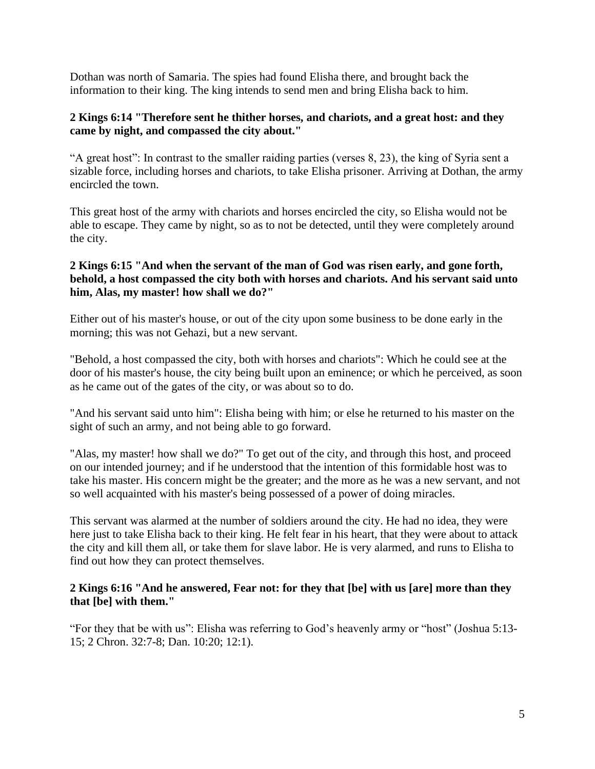Dothan was north of Samaria. The spies had found Elisha there, and brought back the information to their king. The king intends to send men and bring Elisha back to him.

**2 Kings 6:14 "Therefore sent he thither horses, and chariots, and a great host: and they came by night, and compassed the city about."**

"A great host": In contrast to the smaller raiding parties (verses 8, 23), the king of Syria sent a sizable force, including horses and chariots, to take Elisha prisoner. Arriving at Dothan, the army encircled the town.

This great host of the army with chariots and horses encircled the city, so Elisha would not be able to escape. They came by night, so as to not be detected, until they were completely around the city.

**2 Kings 6:15 "And when the servant of the man of God was risen early, and gone forth, behold, a host compassed the city both with horses and chariots. And his servant said unto him, Alas, my master! how shall we do?"**

Either out of his master's house, or out of the city upon some business to be done early in the morning; this was not Gehazi, but a new servant.

"Behold, a host compassed the city, both with horses and chariots": Which he could see at the door of his master's house, the city being built upon an eminence; or which he perceived, as soon as he came out of the gates of the city, or was about so to do.

"And his servant said unto him": Elisha being with him; or else he returned to his master on the sight of such an army, and not being able to go forward.

"Alas, my master! how shall we do?" To get out of the city, and through this host, and proceed on our intended journey; and if he understood that the intention of this formidable host was to take his master. His concern might be the greater; and the more as he was a new servant, and not so well acquainted with his master's being possessed of a power of doing miracles.

This servant was alarmed at the number of soldiers around the city. He had no idea, they were here just to take Elisha back to their king. He felt fear in his heart, that they were about to attack the city and kill them all, or take them for slave labor. He is very alarmed, and runs to Elisha to find out how they can protect themselves.

**2 Kings 6:16 "And he answered, Fear not: for they that [be] with us [are] more than they that [be] with them."**

"For they that be with us": Elisha was referring to God's heavenly army or "host" (Joshua 5:13-15; 2 Chron. 32:7-8; Dan. 10:20; 12:1).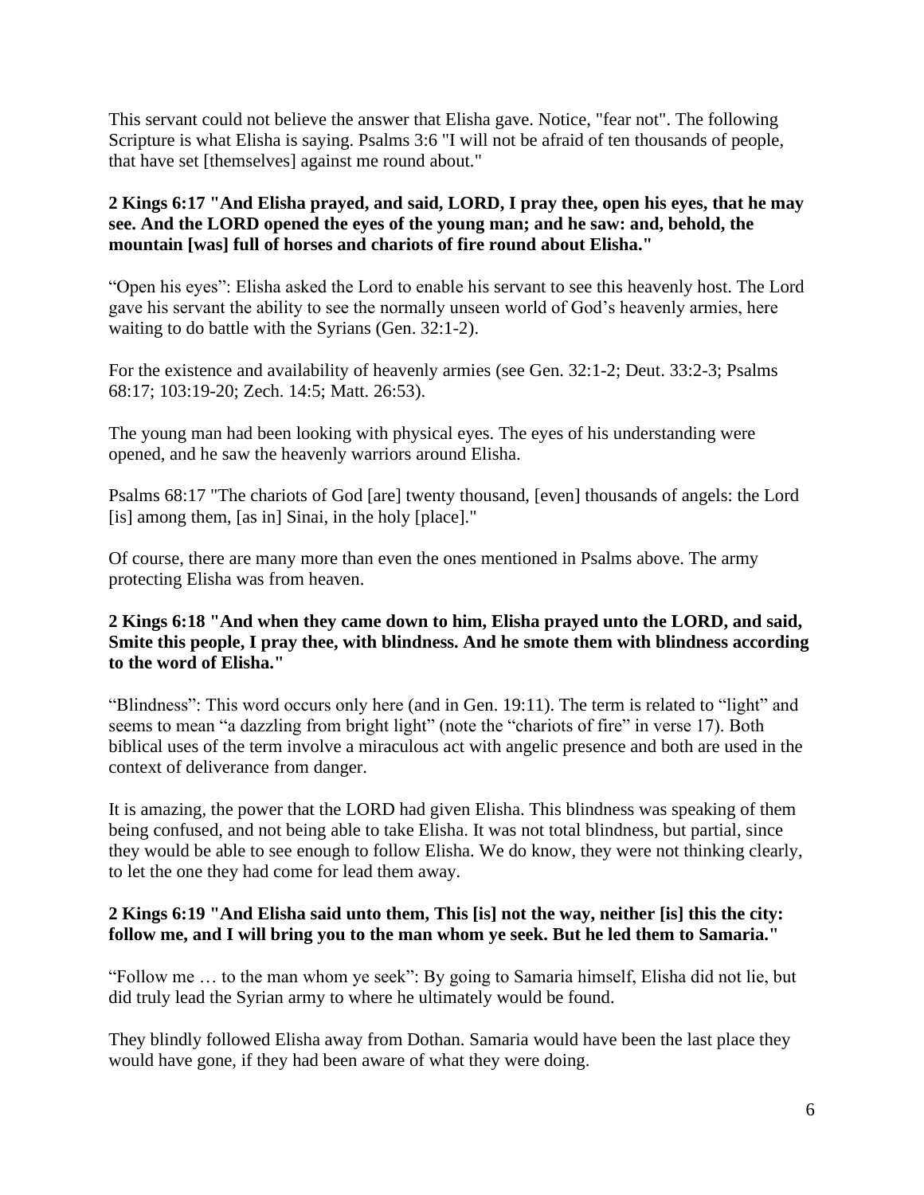This servant could not believe the answer that Elisha gave. Notice, "fear not". The following Scripture is what Elisha is saying. Psalms 3:6 "I will not be afraid of ten thousands of people, that have set [themselves] against me round about."

**2 Kings 6:17 "And Elisha prayed, and said, LORD, I pray thee, open his eyes, that he may see. And the LORD opened the eyes of the young man; and he saw: and, behold, the mountain [was] full of horses and chariots of fire round about Elisha."**

"Open his eyes": Elisha asked the Lord to enable his servant to see this heavenly host. The Lord gave his servant the ability to see the normally unseen world of God's heavenly armies, here waiting to do battle with the Syrians (Gen. 32:1-2).

For the existence and availability of heavenly armies (see Gen. 32:1-2; Deut. 33:2-3; Psalms 68:17; 103:19-20; Zech. 14:5; Matt. 26:53).

The young man had been looking with physical eyes. The eyes of his understanding were opened, and he saw the heavenly warriors around Elisha.

Psalms 68:17 "The chariots of God [are] twenty thousand, [even] thousands of angels: the Lord [is] among them, [as in] Sinai, in the holy [place]."

Of course, there are many more than even the ones mentioned in Psalms above. The army protecting Elisha was from heaven.

**2 Kings 6:18 "And when they came down to him, Elisha prayed unto the LORD, and said, Smite this people, I pray thee, with blindness. And he smote them with blindness according to the word of Elisha."**

"Blindness": This word occurs only here (and in Gen. 19:11). The term is related to "light" and seems to mean "a dazzling from bright light" (note the "chariots of fire" in verse 17). Both biblical uses of the term involve a miraculous act with angelic presence and both are used in the context of deliverance from danger.

It is amazing, the power that the LORD had given Elisha. This blindness was speaking of them being confused, and not being able to take Elisha. It was not total blindness, but partial, since they would be able to see enough to follow Elisha. We do know, they were not thinking clearly, to let the one they had come for lead them away.

**2 Kings 6:19 "And Elisha said unto them, This [is] not the way, neither [is] this the city: follow me, and I will bring you to the man whom ye seek. But he led them to Samaria."**

"Follow me … to the man whom ye seek": By going to Samaria himself, Elisha did not lie, but did truly lead the Syrian army to where he ultimately would be found.

They blindly followed Elisha away from Dothan. Samaria would have been the last place they would have gone, if they had been aware of what they were doing.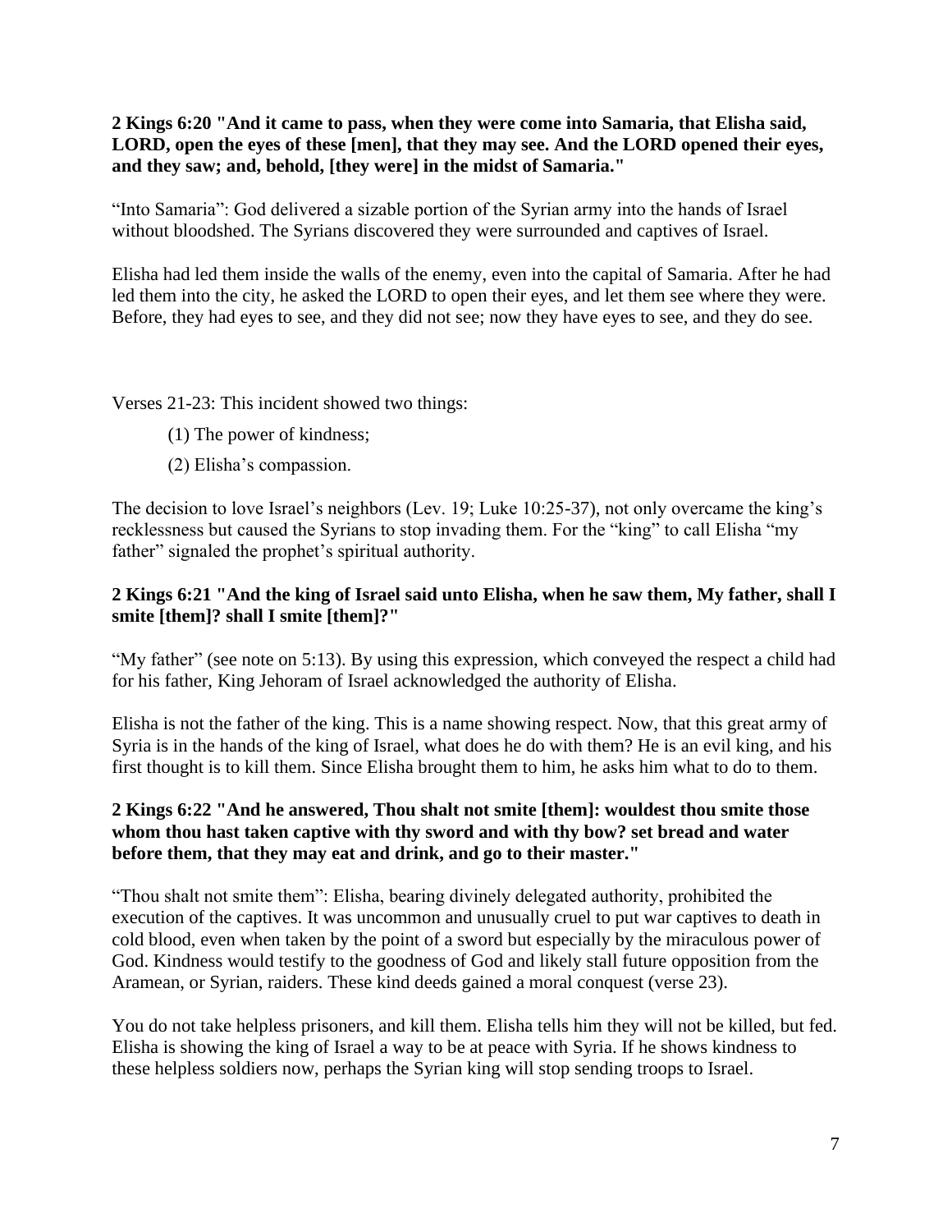**2 Kings 6:20 "And it came to pass, when they were come into Samaria, that Elisha said, LORD, open the eyes of these [men], that they may see. And the LORD opened their eyes, and they saw; and, behold, [they were] in the midst of Samaria."**

"Into Samaria": God delivered a sizable portion of the Syrian army into the hands of Israel without bloodshed. The Syrians discovered they were surrounded and captives of Israel.

Elisha had led them inside the walls of the enemy, even into the capital of Samaria. After he had led them into the city, he asked the LORD to open their eyes, and let them see where they were. Before, they had eyes to see, and they did not see; now they have eyes to see, and they do see.

Verses 21-23: This incident showed two things:

(1) The power of kindness;

(2) Elisha's compassion.

The decision to love Israel's neighbors (Lev. 19; Luke 10:25-37), not only overcame the king's recklessness but caused the Syrians to stop invading them. For the "king" to call Elisha "my father" signaled the prophet's spiritual authority.

**2 Kings 6:21 "And the king of Israel said unto Elisha, when he saw them, My father, shall I smite [them]? shall I smite [them]?"**

"My father" (see note on 5:13). By using this expression, which conveyed the respect a child had for his father, King Jehoram of Israel acknowledged the authority of Elisha.

Elisha is not the father of the king. This is a name showing respect. Now, that this great army of Syria is in the hands of the king of Israel, what does he do with them? He is an evil king, and his first thought is to kill them. Since Elisha brought them to him, he asks him what to do to them.

**2 Kings 6:22 "And he answered, Thou shalt not smite [them]: wouldest thou smite those whom thou hast taken captive with thy sword and with thy bow? set bread and water before them, that they may eat and drink, and go to their master."**

"Thou shalt not smite them": Elisha, bearing divinely delegated authority, prohibited the execution of the captives. It was uncommon and unusually cruel to put war captives to death in cold blood, even when taken by the point of a sword but especially by the miraculous power of God. Kindness would testify to the goodness of God and likely stall future opposition from the Aramean, or Syrian, raiders. These kind deeds gained a moral conquest (verse 23).

You do not take helpless prisoners, and kill them. Elisha tells him they will not be killed, but fed. Elisha is showing the king of Israel a way to be at peace with Syria. If he shows kindness to these helpless soldiers now, perhaps the Syrian king will stop sending troops to Israel.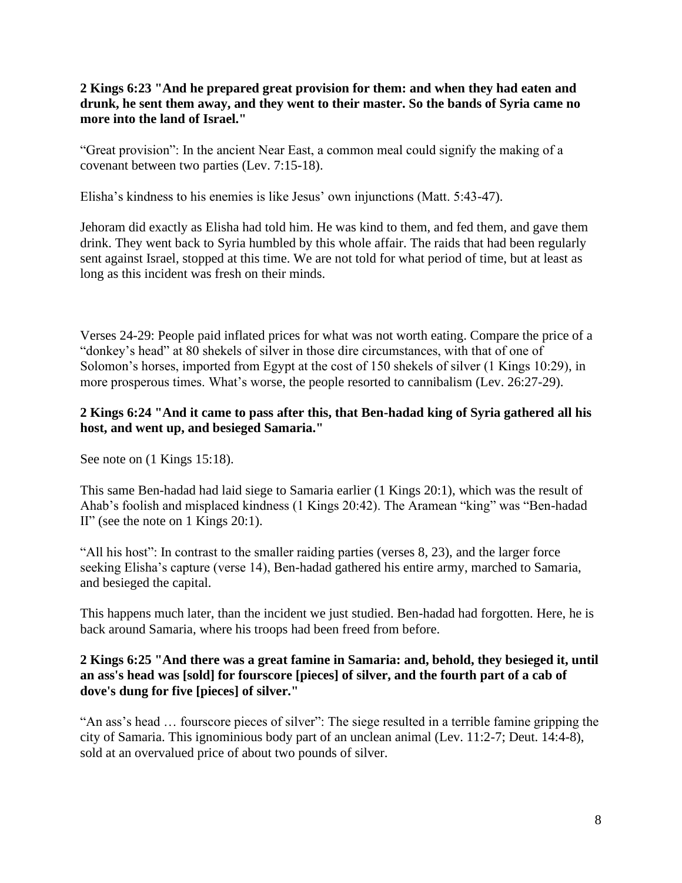**2 Kings 6:23 "And he prepared great provision for them: and when they had eaten and drunk, he sent them away, and they went to their master. So the bands of Syria came no more into the land of Israel."**

"Great provision": In the ancient Near East, a common meal could signify the making of a covenant between two parties (Lev. 7:15-18).

Elisha's kindness to his enemies is like Jesus' own injunctions (Matt. 5:43-47).

Jehoram did exactly as Elisha had told him. He was kind to them, and fed them, and gave them drink. They went back to Syria humbled by this whole affair. The raids that had been regularly sent against Israel, stopped at this time. We are not told for what period of time, but at least as long as this incident was fresh on their minds.

Verses 24-29: People paid inflated prices for what was not worth eating. Compare the price of a "donkey's head" at 80 shekels of silver in those dire circumstances, with that of one of Solomon's horses, imported from Egypt at the cost of 150 shekels of silver (1 Kings 10:29), in more prosperous times. What's worse, the people resorted to cannibalism (Lev. 26:27-29).

**2 Kings 6:24 "And it came to pass after this, that Ben-hadad king of Syria gathered all his host, and went up, and besieged Samaria."**

See note on (1 Kings 15:18).

This same Ben-hadad had laid siege to Samaria earlier (1 Kings 20:1), which was the result of Ahab's foolish and misplaced kindness (1 Kings 20:42). The Aramean "king" was "Ben-hadad II" (see the note on 1 Kings 20:1).

"All his host": In contrast to the smaller raiding parties (verses 8, 23), and the larger force seeking Elisha's capture (verse 14), Ben-hadad gathered his entire army, marched to Samaria, and besieged the capital.

This happens much later, than the incident we just studied. Ben-hadad had forgotten. Here, he is back around Samaria, where his troops had been freed from before.

**2 Kings 6:25 "And there was a great famine in Samaria: and, behold, they besieged it, until an ass's head was [sold] for fourscore [pieces] of silver, and the fourth part of a cab of dove's dung for five [pieces] of silver."**

"An ass's head … fourscore pieces of silver": The siege resulted in a terrible famine gripping the city of Samaria. This ignominious body part of an unclean animal (Lev. 11:2-7; Deut. 14:4-8), sold at an overvalued price of about two pounds of silver.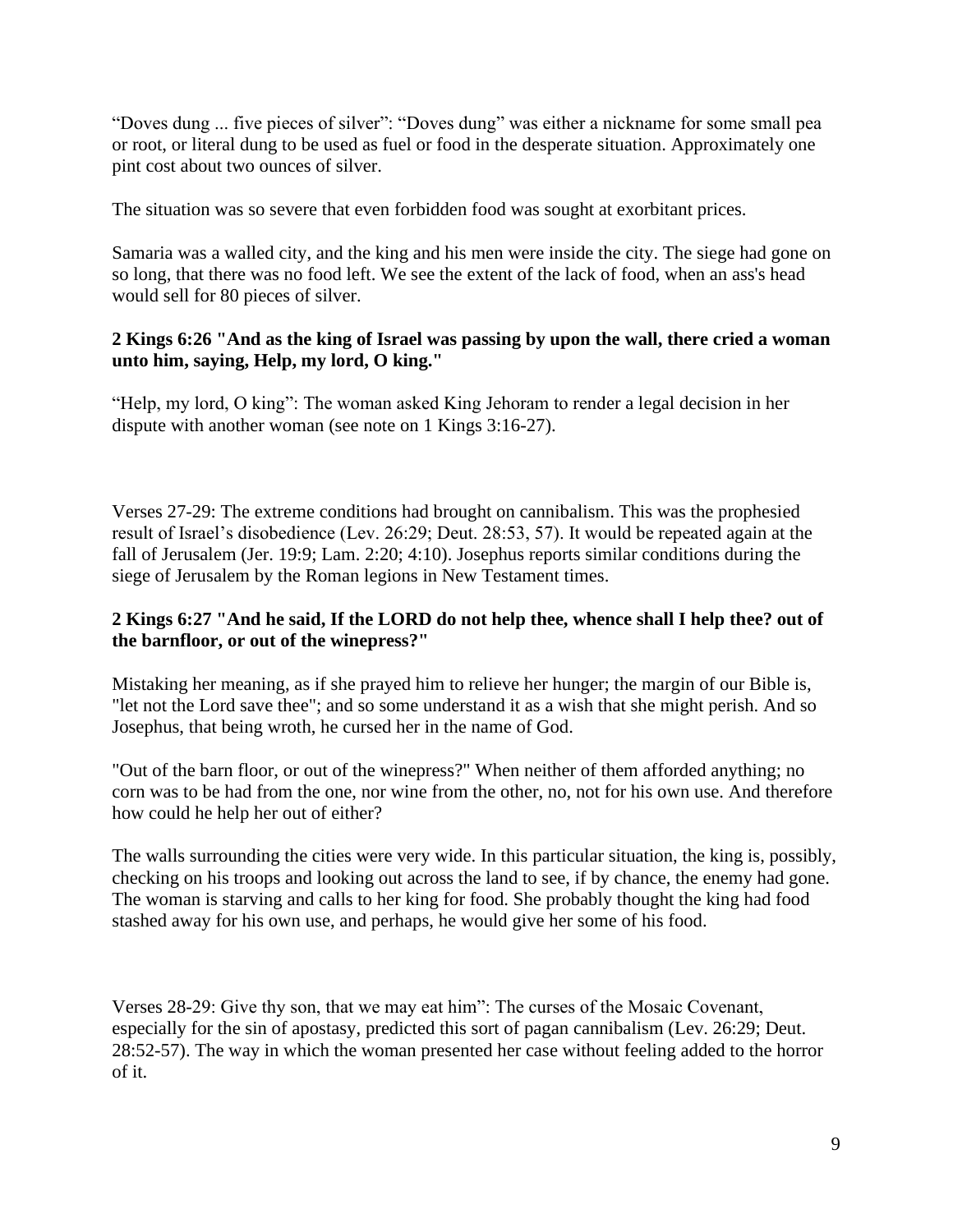“Doves dung ... five pieces of silver”: “Doves dung” was either a nickname for some small pea or root, or literal dung to be used as fuel or food in the desperate situation. Approximately one pint cost about two ounces of silver.

The situation was so severe that even forbidden food was sought at exorbitant prices.

Samaria was a walled city, and the king and his men were inside the city. The siege had gone on so long, that there was no food left. We see the extent of the lack of food, when an ass's head would sell for 80 pieces of silver.

**2 Kings 6:26 "And as the king of Israel was passing by upon the wall, there cried a woman unto him, saying, Help, my lord, O king."**

“Help, my lord, O king”: The woman asked King Jehoram to render a legal decision in her dispute with another woman (see note on 1 Kings 3:16-27).

Verses 27-29: The extreme conditions had brought on cannibalism. This was the prophesied result of Israel’s disobedience (Lev. 26:29; Deut. 28:53, 57). It would be repeated again at the fall of Jerusalem (Jer. 19:9; Lam. 2:20; 4:10). Josephus reports similar conditions during the siege of Jerusalem by the Roman legions in New Testament times.

**2 Kings 6:27 "And he said, If the LORD do not help thee, whence shall I help thee? out of the barnfloor, or out of the winepress?"**

Mistaking her meaning, as if she prayed him to relieve her hunger; the margin of our Bible is, "let not the Lord save thee"; and so some understand it as a wish that she might perish. And so Josephus, that being wroth, he cursed her in the name of God.

"Out of the barn floor, or out of the winepress?" When neither of them afforded anything; no corn was to be had from the one, nor wine from the other, no, not for his own use. And therefore how could he help her out of either?

The walls surrounding the cities were very wide. In this particular situation, the king is, possibly, checking on his troops and looking out across the land to see, if by chance, the enemy had gone. The woman is starving and calls to her king for food. She probably thought the king had food stashed away for his own use, and perhaps, he would give her some of his food.

Verses 28-29: Give thy son, that we may eat him”: The curses of the Mosaic Covenant, especially for the sin of apostasy, predicted this sort of pagan cannibalism (Lev. 26:29; Deut. 28:52-57). The way in which the woman presented her case without feeling added to the horror of it.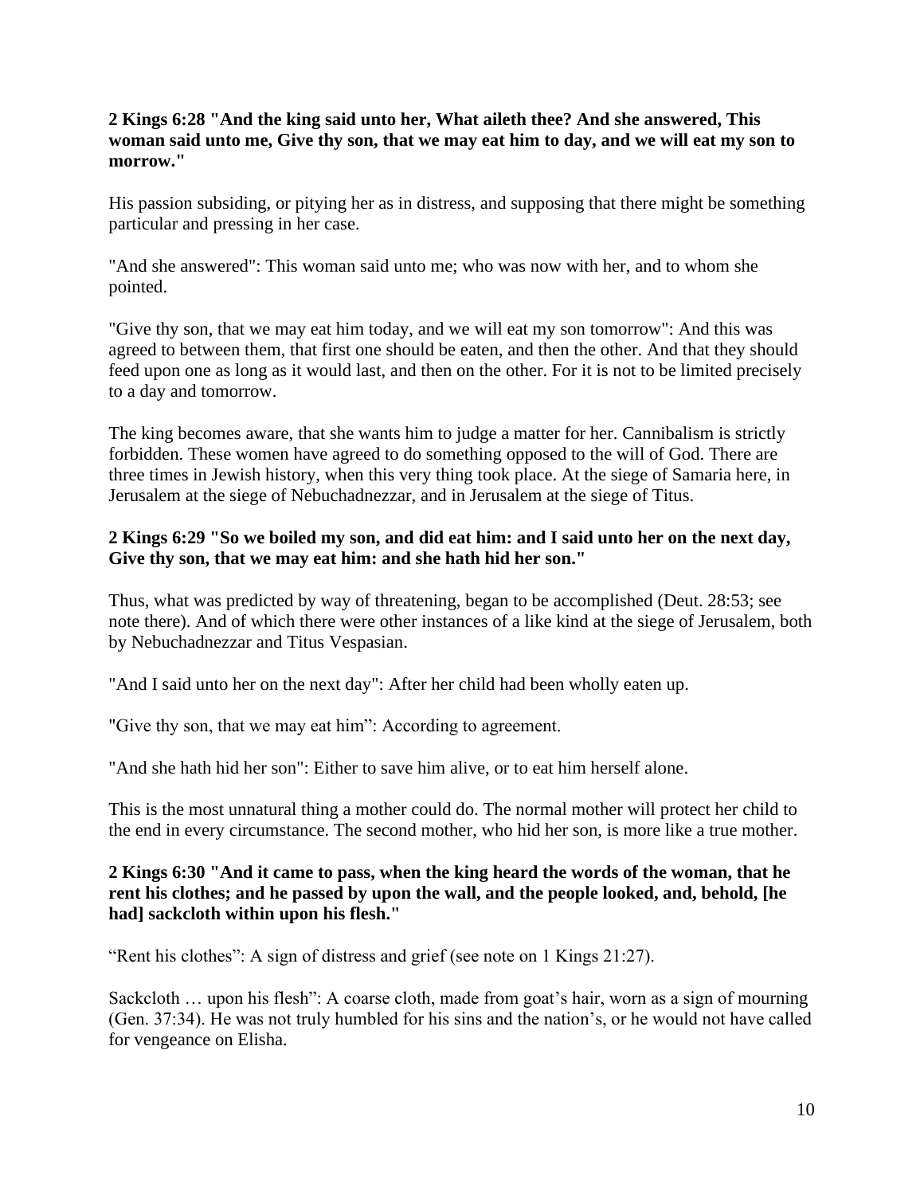**2 Kings 6:28 "And the king said unto her, What aileth thee? And she answered, This woman said unto me, Give thy son, that we may eat him to day, and we will eat my son to morrow."**

His passion subsiding, or pitying her as in distress, and supposing that there might be something particular and pressing in her case.

"And she answered": This woman said unto me; who was now with her, and to whom she pointed.

"Give thy son, that we may eat him today, and we will eat my son tomorrow": And this was agreed to between them, that first one should be eaten, and then the other. And that they should feed upon one as long as it would last, and then on the other. For it is not to be limited precisely to a day and tomorrow.

The king becomes aware, that she wants him to judge a matter for her. Cannibalism is strictly forbidden. These women have agreed to do something opposed to the will of God. There are three times in Jewish history, when this very thing took place. At the siege of Samaria here, in Jerusalem at the siege of Nebuchadnezzar, and in Jerusalem at the siege of Titus.

**2 Kings 6:29 "So we boiled my son, and did eat him: and I said unto her on the next day, Give thy son, that we may eat him: and she hath hid her son."**

Thus, what was predicted by way of threatening, began to be accomplished (Deut. 28:53; see note there). And of which there were other instances of a like kind at the siege of Jerusalem, both by Nebuchadnezzar and Titus Vespasian.

"And I said unto her on the next day": After her child had been wholly eaten up.

"Give thy son, that we may eat him": According to agreement.

"And she hath hid her son": Either to save him alive, or to eat him herself alone.

This is the most unnatural thing a mother could do. The normal mother will protect her child to the end in every circumstance. The second mother, who hid her son, is more like a true mother.

**2 Kings 6:30 "And it came to pass, when the king heard the words of the woman, that he rent his clothes; and he passed by upon the wall, and the people looked, and, behold, [he had] sackcloth within upon his flesh."**

"Rent his clothes": A sign of distress and grief (see note on 1 Kings 21:27).

Sackcloth … upon his flesh": A coarse cloth, made from goat's hair, worn as a sign of mourning (Gen. 37:34). He was not truly humbled for his sins and the nation's, or he would not have called for vengeance on Elisha.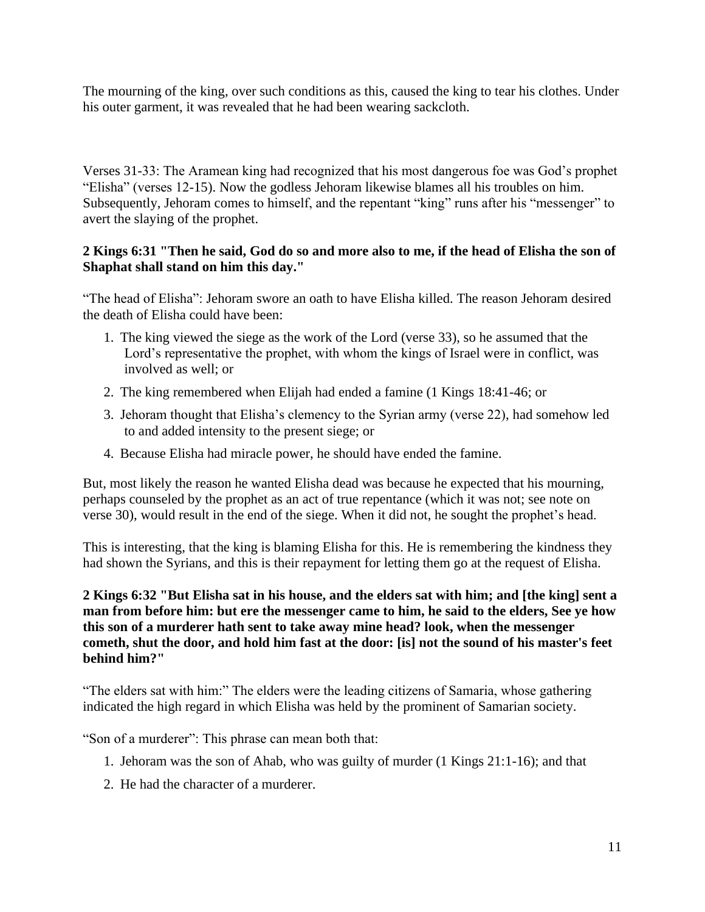The mourning of the king, over such conditions as this, caused the king to tear his clothes. Under his outer garment, it was revealed that he had been wearing sackcloth.

Verses 31-33: The Aramean king had recognized that his most dangerous foe was God's prophet "Elisha" (verses 12-15). Now the godless Jehoram likewise blames all his troubles on him. Subsequently, Jehoram comes to himself, and the repentant "king" runs after his "messenger" to avert the slaying of the prophet.

**2 Kings 6:31 "Then he said, God do so and more also to me, if the head of Elisha the son of Shaphat shall stand on him this day."**

"The head of Elisha": Jehoram swore an oath to have Elisha killed. The reason Jehoram desired the death of Elisha could have been:

1. The king viewed the siege as the work of the Lord (verse 33), so he assumed that the Lord's representative the prophet, with whom the kings of Israel were in conflict, was involved as well; or
2. The king remembered when Elijah had ended a famine (1 Kings 18:41-46; or
3. Jehoram thought that Elisha's clemency to the Syrian army (verse 22), had somehow led to and added intensity to the present siege; or
4. Because Elisha had miracle power, he should have ended the famine.

But, most likely the reason he wanted Elisha dead was because he expected that his mourning, perhaps counseled by the prophet as an act of true repentance (which it was not; see note on verse 30), would result in the end of the siege. When it did not, he sought the prophet's head.

This is interesting, that the king is blaming Elisha for this. He is remembering the kindness they had shown the Syrians, and this is their repayment for letting them go at the request of Elisha.

**2 Kings 6:32 "But Elisha sat in his house, and the elders sat with him; and [the king] sent a man from before him: but ere the messenger came to him, he said to the elders, See ye how this son of a murderer hath sent to take away mine head? look, when the messenger cometh, shut the door, and hold him fast at the door: [is] not the sound of his master's feet behind him?"**

"The elders sat with him:" The elders were the leading citizens of Samaria, whose gathering indicated the high regard in which Elisha was held by the prominent of Samarian society.

"Son of a murderer": This phrase can mean both that:

1. Jehoram was the son of Ahab, who was guilty of murder (1 Kings 21:1-16); and that
2. He had the character of a murderer.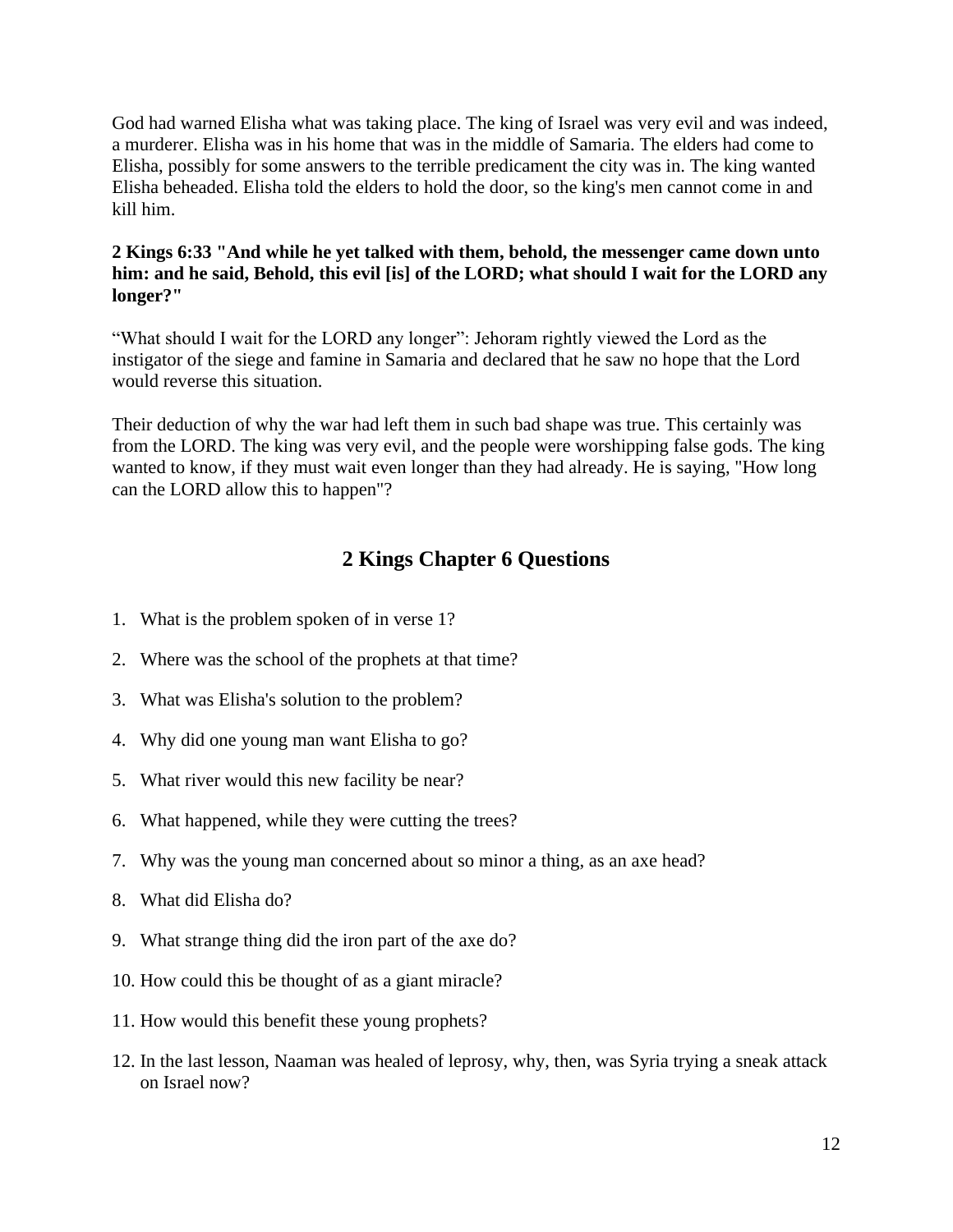God had warned Elisha what was taking place. The king of Israel was very evil and was indeed, a murderer. Elisha was in his home that was in the middle of Samaria. The elders had come to Elisha, possibly for some answers to the terrible predicament the city was in. The king wanted Elisha beheaded. Elisha told the elders to hold the door, so the king's men cannot come in and kill him.

**2 Kings 6:33 "And while he yet talked with them, behold, the messenger came down unto him: and he said, Behold, this evil [is] of the LORD; what should I wait for the LORD any longer?"**

"What should I wait for the LORD any longer": Jehoram rightly viewed the Lord as the instigator of the siege and famine in Samaria and declared that he saw no hope that the Lord would reverse this situation.

Their deduction of why the war had left them in such bad shape was true. This certainly was from the LORD. The king was very evil, and the people were worshipping false gods. The king wanted to know, if they must wait even longer than they had already. He is saying, "How long can the LORD allow this to happen"?

## 2 Kings Chapter 6 Questions

1. What is the problem spoken of in verse 1?
2. Where was the school of the prophets at that time?
3. What was Elisha's solution to the problem?
4. Why did one young man want Elisha to go?
5. What river would this new facility be near?
6. What happened, while they were cutting the trees?
7. Why was the young man concerned about so minor a thing, as an axe head?
8. What did Elisha do?
9. What strange thing did the iron part of the axe do?
10. How could this be thought of as a giant miracle?
11. How would this benefit these young prophets?
12. In the last lesson, Naaman was healed of leprosy, why, then, was Syria trying a sneak attack on Israel now?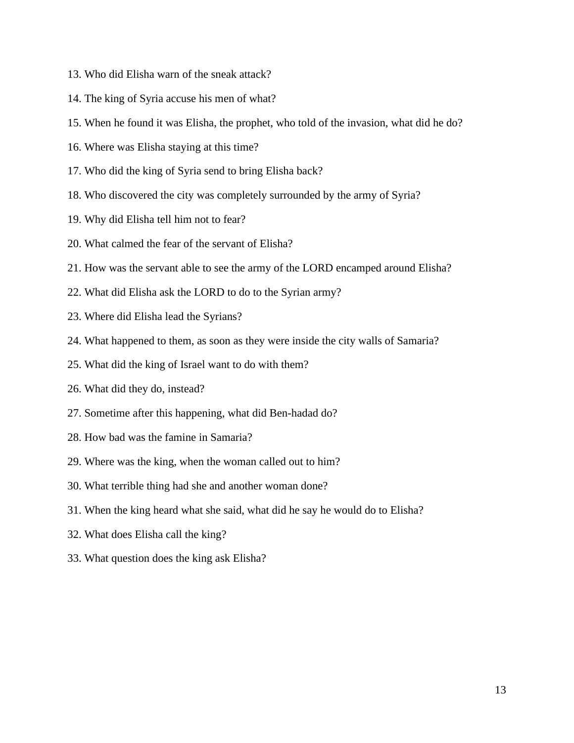13. Who did Elisha warn of the sneak attack?

14. The king of Syria accuse his men of what?

15. When he found it was Elisha, the prophet, who told of the invasion, what did he do?

16. Where was Elisha staying at this time?

17. Who did the king of Syria send to bring Elisha back?

18. Who discovered the city was completely surrounded by the army of Syria?

19. Why did Elisha tell him not to fear?

20. What calmed the fear of the servant of Elisha?

21. How was the servant able to see the army of the LORD encamped around Elisha?

22. What did Elisha ask the LORD to do to the Syrian army?

23. Where did Elisha lead the Syrians?

24. What happened to them, as soon as they were inside the city walls of Samaria?

25. What did the king of Israel want to do with them?

26. What did they do, instead?

27. Sometime after this happening, what did Ben-hadad do?

28. How bad was the famine in Samaria?

29. Where was the king, when the woman called out to him?

30. What terrible thing had she and another woman done?

31. When the king heard what she said, what did he say he would do to Elisha?

32. What does Elisha call the king?

33. What question does the king ask Elisha?